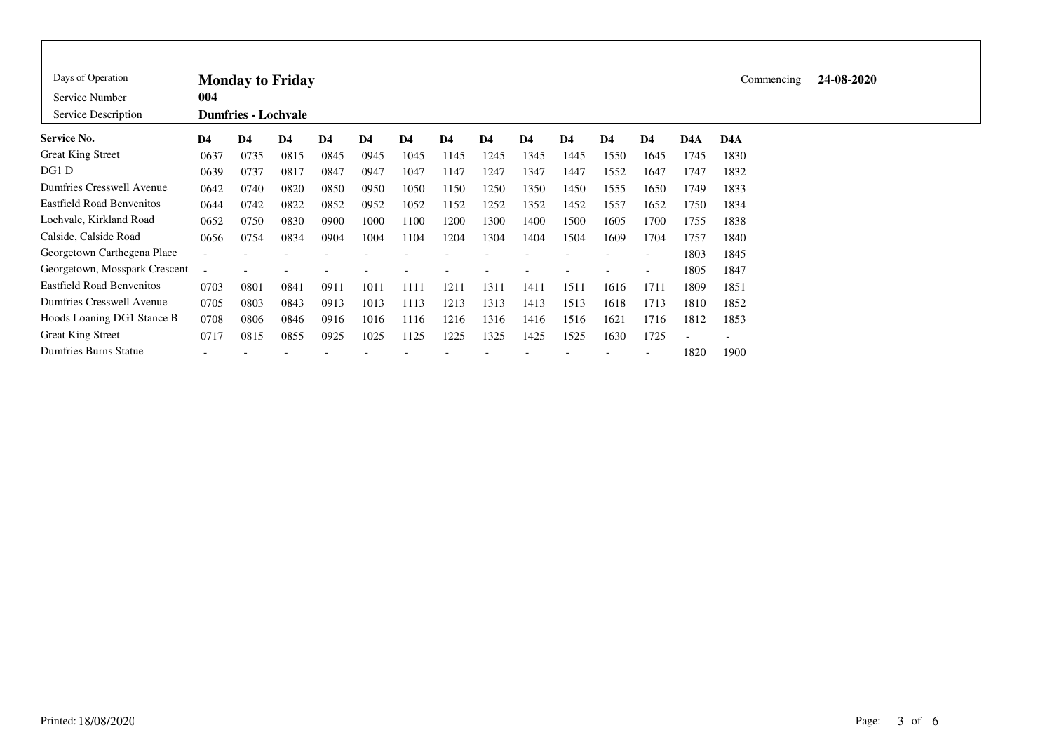| Days of Operation | Monday to Friday | Commencing | 24-08-2020 |
|---|---|---|---|
| Service Number | 004 | | |
| Service Description | Dumfries - Lochvale | | |

| Service No. | D4 | D4 | D4 | D4 | D4 | D4 | D4 | D4 | D4 | D4 | D4 | D4 | D4A | D4A |
|---|---|---|---|---|---|---|---|---|---|---|---|---|---|---|
| Great King Street | 0637 | 0735 | 0815 | 0845 | 0945 | 1045 | 1145 | 1245 | 1345 | 1445 | 1550 | 1645 | 1745 | 1830 |
| DG1 D | 0639 | 0737 | 0817 | 0847 | 0947 | 1047 | 1147 | 1247 | 1347 | 1447 | 1552 | 1647 | 1747 | 1832 |
| Dumfries Cresswell Avenue | 0642 | 0740 | 0820 | 0850 | 0950 | 1050 | 1150 | 1250 | 1350 | 1450 | 1555 | 1650 | 1749 | 1833 |
| Eastfield Road Benvenitos | 0644 | 0742 | 0822 | 0852 | 0952 | 1052 | 1152 | 1252 | 1352 | 1452 | 1557 | 1652 | 1750 | 1834 |
| Lochvale, Kirkland Road | 0652 | 0750 | 0830 | 0900 | 1000 | 1100 | 1200 | 1300 | 1400 | 1500 | 1605 | 1700 | 1755 | 1838 |
| Calside, Calside Road | 0656 | 0754 | 0834 | 0904 | 1004 | 1104 | 1204 | 1304 | 1404 | 1504 | 1609 | 1704 | 1757 | 1840 |
| Georgetown Carthegena Place | - | - | - | - | - | - | - | - | - | - | - | - | 1803 | 1845 |
| Georgetown, Mosspark Crescent | - | - | - | - | - | - | - | - | - | - | - | - | 1805 | 1847 |
| Eastfield Road Benvenitos | 0703 | 0801 | 0841 | 0911 | 1011 | 1111 | 1211 | 1311 | 1411 | 1511 | 1616 | 1711 | 1809 | 1851 |
| Dumfries Cresswell Avenue | 0705 | 0803 | 0843 | 0913 | 1013 | 1113 | 1213 | 1313 | 1413 | 1513 | 1618 | 1713 | 1810 | 1852 |
| Hoods Loaning DG1 Stance B | 0708 | 0806 | 0846 | 0916 | 1016 | 1116 | 1216 | 1316 | 1416 | 1516 | 1621 | 1716 | 1812 | 1853 |
| Great King Street | 0717 | 0815 | 0855 | 0925 | 1025 | 1125 | 1225 | 1325 | 1425 | 1525 | 1630 | 1725 | - | - |
| Dumfries Burns Statue | - | - | - | - | - | - | - | - | - | - | - | - | 1820 | 1900 |

Printed: 18/08/2020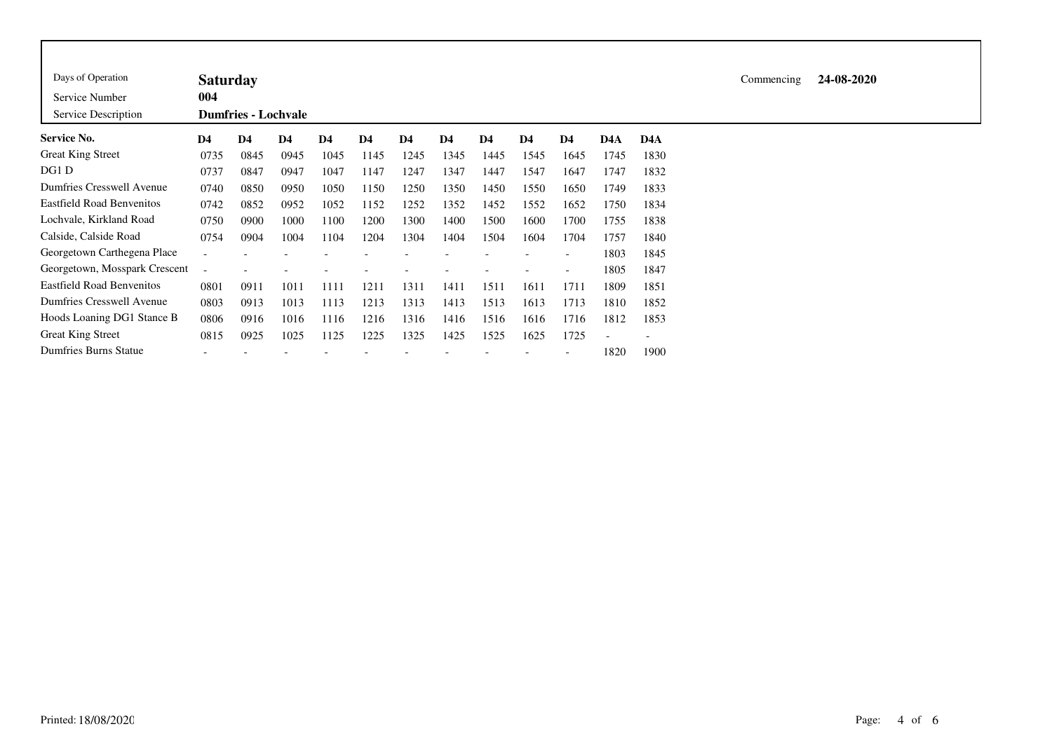| Days of Operation | **Saturday** | Commencing | **24-08-2020** |
|---|---|---|---|
| Service Number | **004** | | |
| Service Description | **Dumfries - Lochvale** | | |

| **Service No.** | **D4** | **D4** | **D4** | **D4** | **D4** | **D4** | **D4** | **D4** | **D4** | **D4** | **D4A** | **D4A** |
|---|---|---|---|---|---|---|---|---|---|---|---|---|
| Great King Street | 0735 | 0845 | 0945 | 1045 | 1145 | 1245 | 1345 | 1445 | 1545 | 1645 | 1745 | 1830 |
| DG1 D | 0737 | 0847 | 0947 | 1047 | 1147 | 1247 | 1347 | 1447 | 1547 | 1647 | 1747 | 1832 |
| Dumfries Cresswell Avenue | 0740 | 0850 | 0950 | 1050 | 1150 | 1250 | 1350 | 1450 | 1550 | 1650 | 1749 | 1833 |
| Eastfield Road Benvenitos | 0742 | 0852 | 0952 | 1052 | 1152 | 1252 | 1352 | 1452 | 1552 | 1652 | 1750 | 1834 |
| Lochvale, Kirkland Road | 0750 | 0900 | 1000 | 1100 | 1200 | 1300 | 1400 | 1500 | 1600 | 1700 | 1755 | 1838 |
| Calside, Calside Road | 0754 | 0904 | 1004 | 1104 | 1204 | 1304 | 1404 | 1504 | 1604 | 1704 | 1757 | 1840 |
| Georgetown Carthegena Place | - | - | - | - | - | - | - | - | - | - | 1803 | 1845 |
| Georgetown, Mosspark Crescent | - | - | - | - | - | - | - | - | - | - | 1805 | 1847 |
| Eastfield Road Benvenitos | 0801 | 0911 | 1011 | 1111 | 1211 | 1311 | 1411 | 1511 | 1611 | 1711 | 1809 | 1851 |
| Dumfries Cresswell Avenue | 0803 | 0913 | 1013 | 1113 | 1213 | 1313 | 1413 | 1513 | 1613 | 1713 | 1810 | 1852 |
| Hoods Loaning DG1 Stance B | 0806 | 0916 | 1016 | 1116 | 1216 | 1316 | 1416 | 1516 | 1616 | 1716 | 1812 | 1853 |
| Great King Street | 0815 | 0925 | 1025 | 1125 | 1225 | 1325 | 1425 | 1525 | 1625 | 1725 | - | - |
| Dumfries Burns Statue | - | - | - | - | - | - | - | - | - | - | 1820 | 1900 |

Printed: 18/08/2020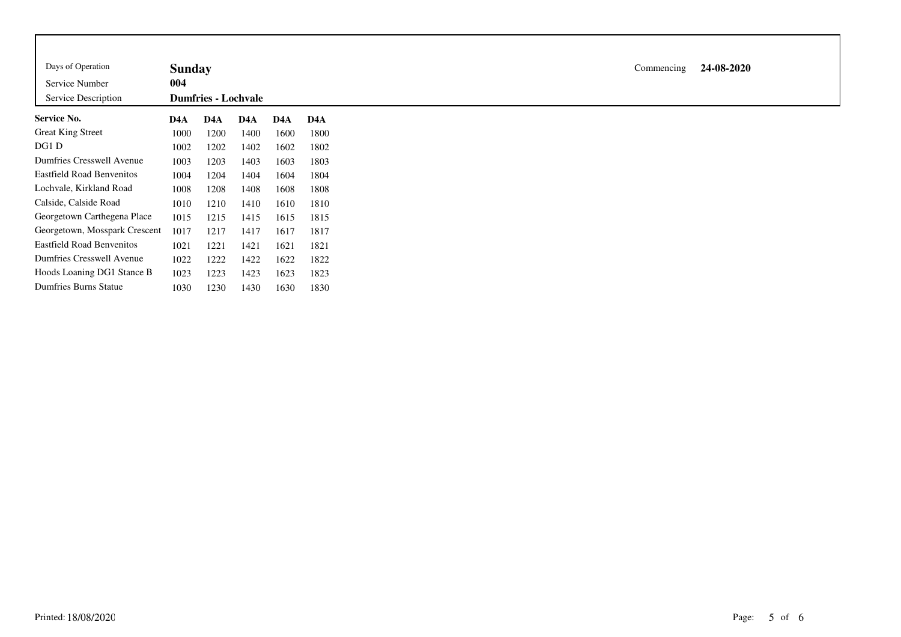| Days of Operation | **Sunday** | Commencing | **24-08-2020** |
|---|---|---|---|
| Service Number | **004** | | |
| Service Description | **Dumfries - Lochvale** | | |

| **Service No.** | **D4A** | **D4A** | **D4A** | **D4A** | **D4A** |
|---|---|---|---|---|---|
| Great King Street | 1000 | 1200 | 1400 | 1600 | 1800 |
| DG1 D | 1002 | 1202 | 1402 | 1602 | 1802 |
| Dumfries Cresswell Avenue | 1003 | 1203 | 1403 | 1603 | 1803 |
| Eastfield Road Benvenitos | 1004 | 1204 | 1404 | 1604 | 1804 |
| Lochvale, Kirkland Road | 1008 | 1208 | 1408 | 1608 | 1808 |
| Calside, Calside Road | 1010 | 1210 | 1410 | 1610 | 1810 |
| Georgetown Carthegena Place | 1015 | 1215 | 1415 | 1615 | 1815 |
| Georgetown, Mosspark Crescent | 1017 | 1217 | 1417 | 1617 | 1817 |
| Eastfield Road Benvenitos | 1021 | 1221 | 1421 | 1621 | 1821 |
| Dumfries Cresswell Avenue | 1022 | 1222 | 1422 | 1622 | 1822 |
| Hoods Loaning DG1 Stance B | 1023 | 1223 | 1423 | 1623 | 1823 |
| Dumfries Burns Statue | 1030 | 1230 | 1430 | 1630 | 1830 |

Printed: 18/08/2020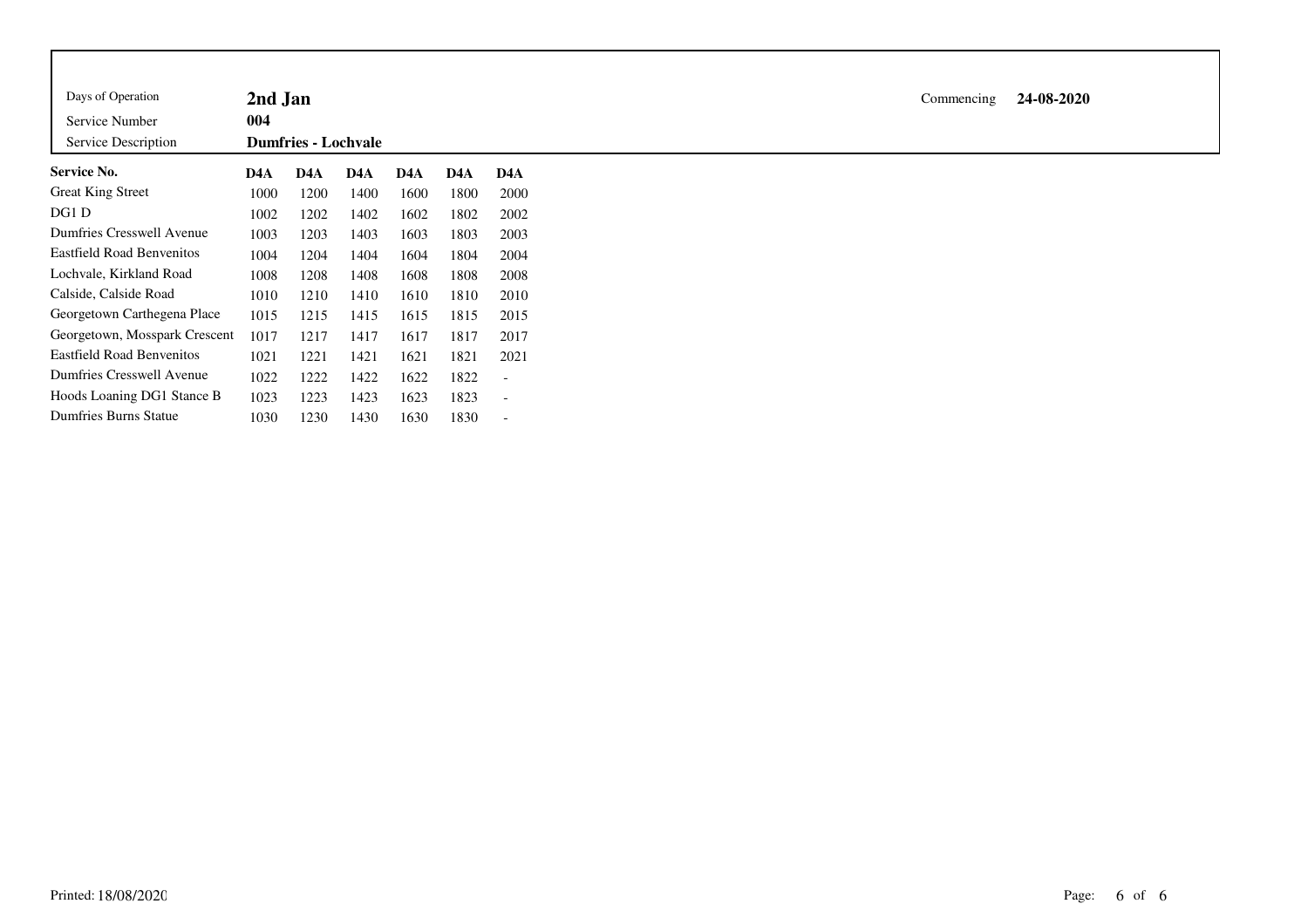| | | | |
|---|---|---|---|
| Days of Operation | **2nd Jan** | Commencing | **24-08-2020** |
| Service Number | **004** | | |
| Service Description | **Dumfries - Lochvale** | | |

| Service No. | D4A | D4A | D4A | D4A | D4A | D4A |
|---|---|---|---|---|---|---|
| Great King Street | 1000 | 1200 | 1400 | 1600 | 1800 | 2000 |
| DG1 D | 1002 | 1202 | 1402 | 1602 | 1802 | 2002 |
| Dumfries Cresswell Avenue | 1003 | 1203 | 1403 | 1603 | 1803 | 2003 |
| Eastfield Road Benvenitos | 1004 | 1204 | 1404 | 1604 | 1804 | 2004 |
| Lochvale, Kirkland Road | 1008 | 1208 | 1408 | 1608 | 1808 | 2008 |
| Calside, Calside Road | 1010 | 1210 | 1410 | 1610 | 1810 | 2010 |
| Georgetown Carthegena Place | 1015 | 1215 | 1415 | 1615 | 1815 | 2015 |
| Georgetown, Mosspark Crescent | 1017 | 1217 | 1417 | 1617 | 1817 | 2017 |
| Eastfield Road Benvenitos | 1021 | 1221 | 1421 | 1621 | 1821 | 2021 |
| Dumfries Cresswell Avenue | 1022 | 1222 | 1422 | 1622 | 1822 | - |
| Hoods Loaning DG1 Stance B | 1023 | 1223 | 1423 | 1623 | 1823 | - |
| Dumfries Burns Statue | 1030 | 1230 | 1430 | 1630 | 1830 | - |

Printed: 18/08/2020